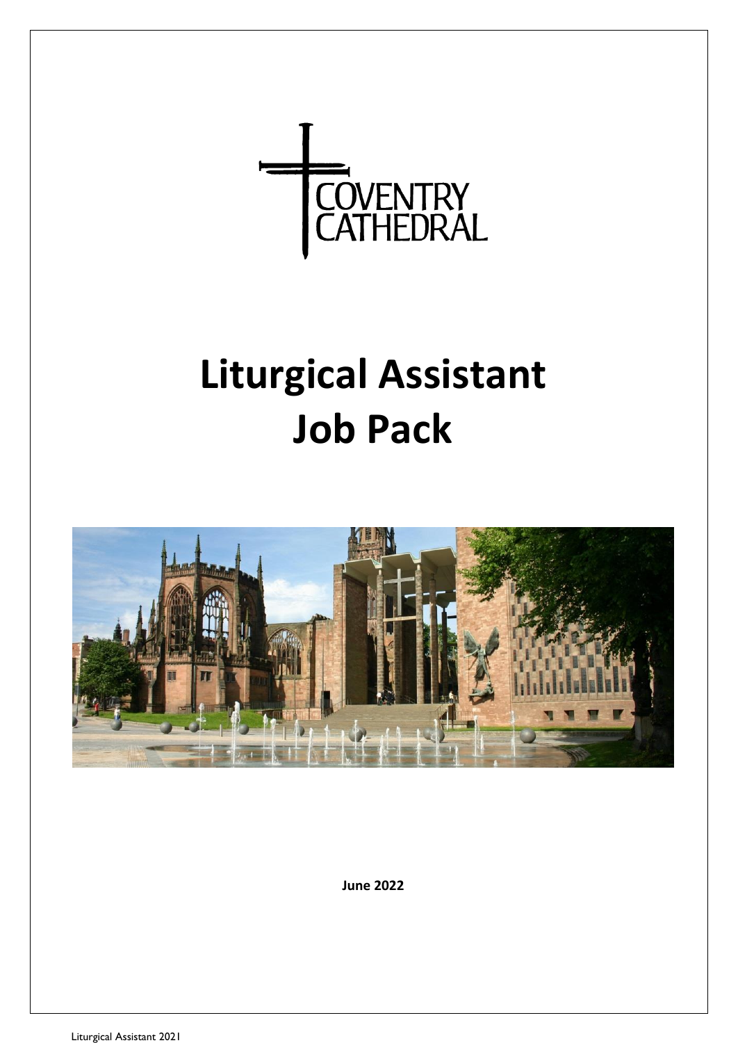COVENTRY CATHEDRAL

# Liturgical Assistant Job Pack

**June 2022**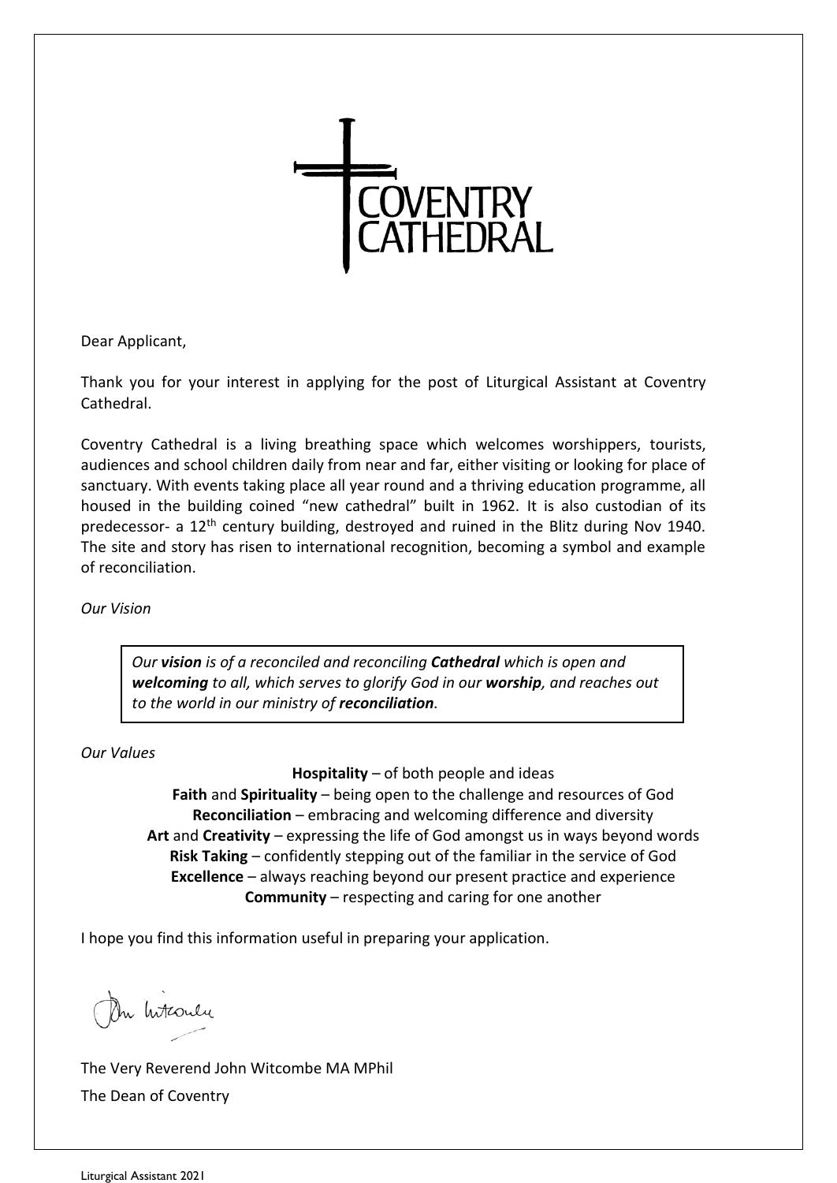Dear Applicant,

Thank you for your interest in applying for the post of Liturgical Assistant at Coventry Cathedral.

Coventry Cathedral is a living breathing space which welcomes worshippers, tourists, audiences and school children daily from near and far, either visiting or looking for place of sanctuary. With events taking place all year round and a thriving education programme, all housed in the building coined "new cathedral" built in 1962. It is also custodian of its predecessor- a 12th century building, destroyed and ruined in the Blitz during Nov 1940. The site and story has risen to international recognition, becoming a symbol and example of reconciliation.

*Our Vision*

> *Our **vision** is of a reconciled and reconciling **Cathedral** which is open and **welcoming** to all, which serves to glorify God in our **worship**, and reaches out to the world in our ministry of **reconciliation**.*

*Our Values*

**Hospitality** – of both people and ideas
**Faith** and **Spirituality** – being open to the challenge and resources of God
**Reconciliation** – embracing and welcoming difference and diversity
**Art** and **Creativity** – expressing the life of God amongst us in ways beyond words
**Risk Taking** – confidently stepping out of the familiar in the service of God
**Excellence** – always reaching beyond our present practice and experience
**Community** – respecting and caring for one another

I hope you find this information useful in preparing your application.

The Very Reverend John Witcombe MA MPhil
The Dean of Coventry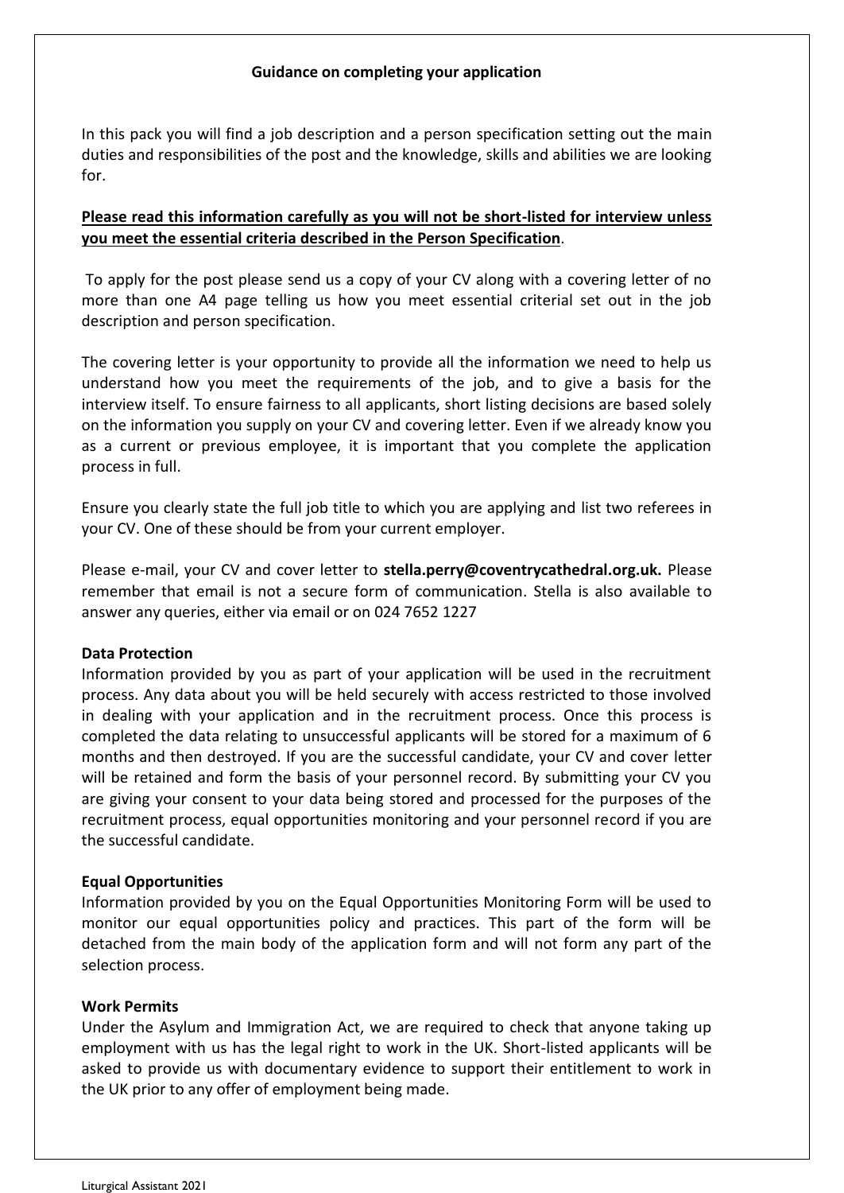**Guidance on completing your application**

In this pack you will find a job description and a person specification setting out the main duties and responsibilities of the post and the knowledge, skills and abilities we are looking for.

<u>**Please read this information carefully as you will not be short-listed for interview unless you meet the essential criteria described in the Person Specification**</u>.

To apply for the post please send us a copy of your CV along with a covering letter of no more than one A4 page telling us how you meet essential criterial set out in the job description and person specification.

The covering letter is your opportunity to provide all the information we need to help us understand how you meet the requirements of the job, and to give a basis for the interview itself. To ensure fairness to all applicants, short listing decisions are based solely on the information you supply on your CV and covering letter. Even if we already know you as a current or previous employee, it is important that you complete the application process in full.

Ensure you clearly state the full job title to which you are applying and list two referees in your CV. One of these should be from your current employer.

Please e-mail, your CV and cover letter to **stella.perry@coventrycathedral.org.uk.** Please remember that email is not a secure form of communication. Stella is also available to answer any queries, either via email or on 024 7652 1227

**Data Protection**
Information provided by you as part of your application will be used in the recruitment process. Any data about you will be held securely with access restricted to those involved in dealing with your application and in the recruitment process. Once this process is completed the data relating to unsuccessful applicants will be stored for a maximum of 6 months and then destroyed. If you are the successful candidate, your CV and cover letter will be retained and form the basis of your personnel record. By submitting your CV you are giving your consent to your data being stored and processed for the purposes of the recruitment process, equal opportunities monitoring and your personnel record if you are the successful candidate.

**Equal Opportunities**
Information provided by you on the Equal Opportunities Monitoring Form will be used to monitor our equal opportunities policy and practices. This part of the form will be detached from the main body of the application form and will not form any part of the selection process.

**Work Permits**
Under the Asylum and Immigration Act, we are required to check that anyone taking up employment with us has the legal right to work in the UK. Short-listed applicants will be asked to provide us with documentary evidence to support their entitlement to work in the UK prior to any offer of employment being made.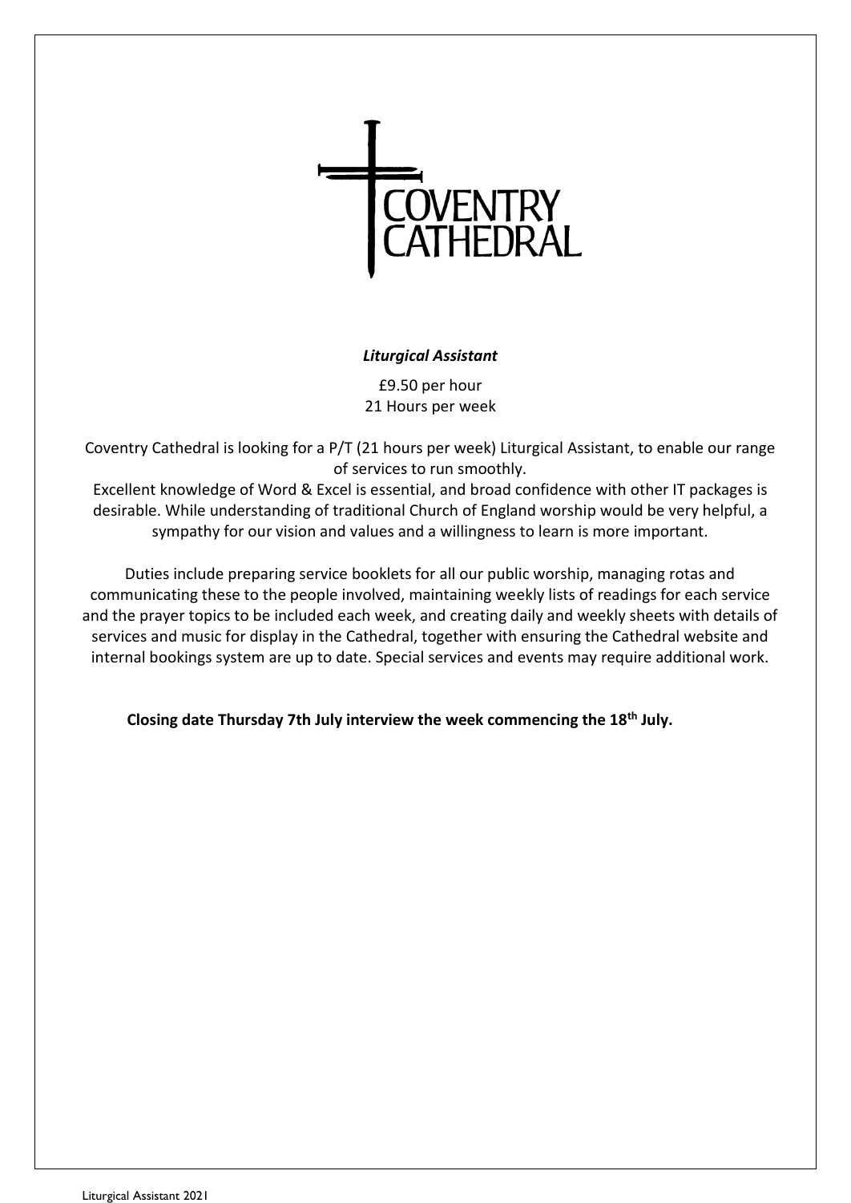COVENTRY CATHEDRAL

***Liturgical Assistant***

£9.50 per hour
21 Hours per week

Coventry Cathedral is looking for a P/T (21 hours per week) Liturgical Assistant, to enable our range of services to run smoothly.
Excellent knowledge of Word & Excel is essential, and broad confidence with other IT packages is desirable. While understanding of traditional Church of England worship would be very helpful, a sympathy for our vision and values and a willingness to learn is more important.

Duties include preparing service booklets for all our public worship, managing rotas and communicating these to the people involved, maintaining weekly lists of readings for each service and the prayer topics to be included each week, and creating daily and weekly sheets with details of services and music for display in the Cathedral, together with ensuring the Cathedral website and internal bookings system are up to date. Special services and events may require additional work.

**Closing date Thursday 7th July interview the week commencing the 18th July.**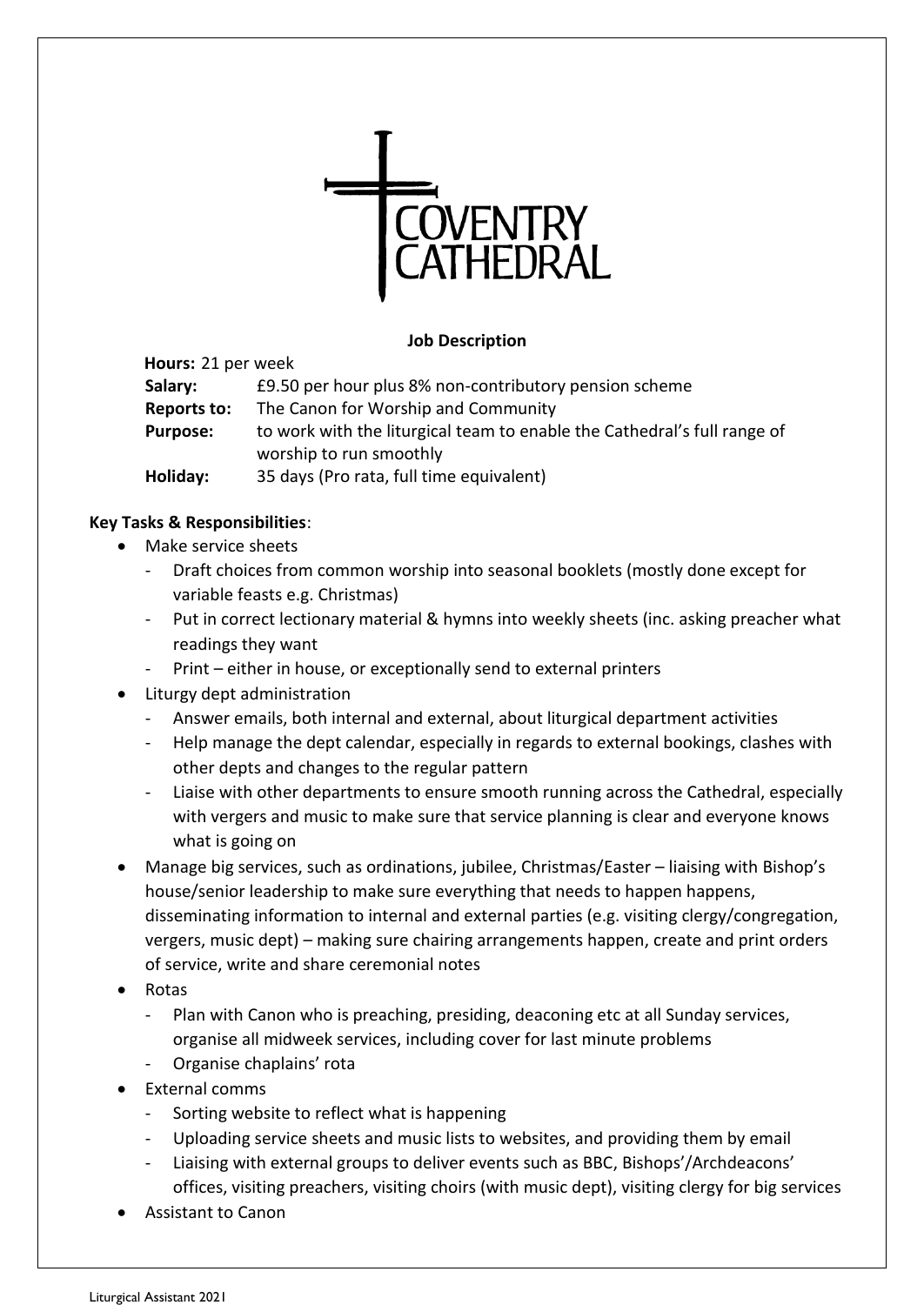COVENTRY CATHEDRAL

**Job Description**

**Hours:** 21 per week
**Salary:** £9.50 per hour plus 8% non-contributory pension scheme
**Reports to:** The Canon for Worship and Community
**Purpose:** to work with the liturgical team to enable the Cathedral's full range of worship to run smoothly
**Holiday:** 35 days (Pro rata, full time equivalent)

**Key Tasks & Responsibilities**:

- Make service sheets
  - Draft choices from common worship into seasonal booklets (mostly done except for variable feasts e.g. Christmas)
  - Put in correct lectionary material & hymns into weekly sheets (inc. asking preacher what readings they want
  - Print – either in house, or exceptionally send to external printers
- Liturgy dept administration
  - Answer emails, both internal and external, about liturgical department activities
  - Help manage the dept calendar, especially in regards to external bookings, clashes with other depts and changes to the regular pattern
  - Liaise with other departments to ensure smooth running across the Cathedral, especially with vergers and music to make sure that service planning is clear and everyone knows what is going on
- Manage big services, such as ordinations, jubilee, Christmas/Easter – liaising with Bishop's house/senior leadership to make sure everything that needs to happen happens, disseminating information to internal and external parties (e.g. visiting clergy/congregation, vergers, music dept) – making sure chairing arrangements happen, create and print orders of service, write and share ceremonial notes
- Rotas
  - Plan with Canon who is preaching, presiding, deaconing etc at all Sunday services, organise all midweek services, including cover for last minute problems
  - Organise chaplains' rota
- External comms
  - Sorting website to reflect what is happening
  - Uploading service sheets and music lists to websites, and providing them by email
  - Liaising with external groups to deliver events such as BBC, Bishops'/Archdeacons' offices, visiting preachers, visiting choirs (with music dept), visiting clergy for big services
- Assistant to Canon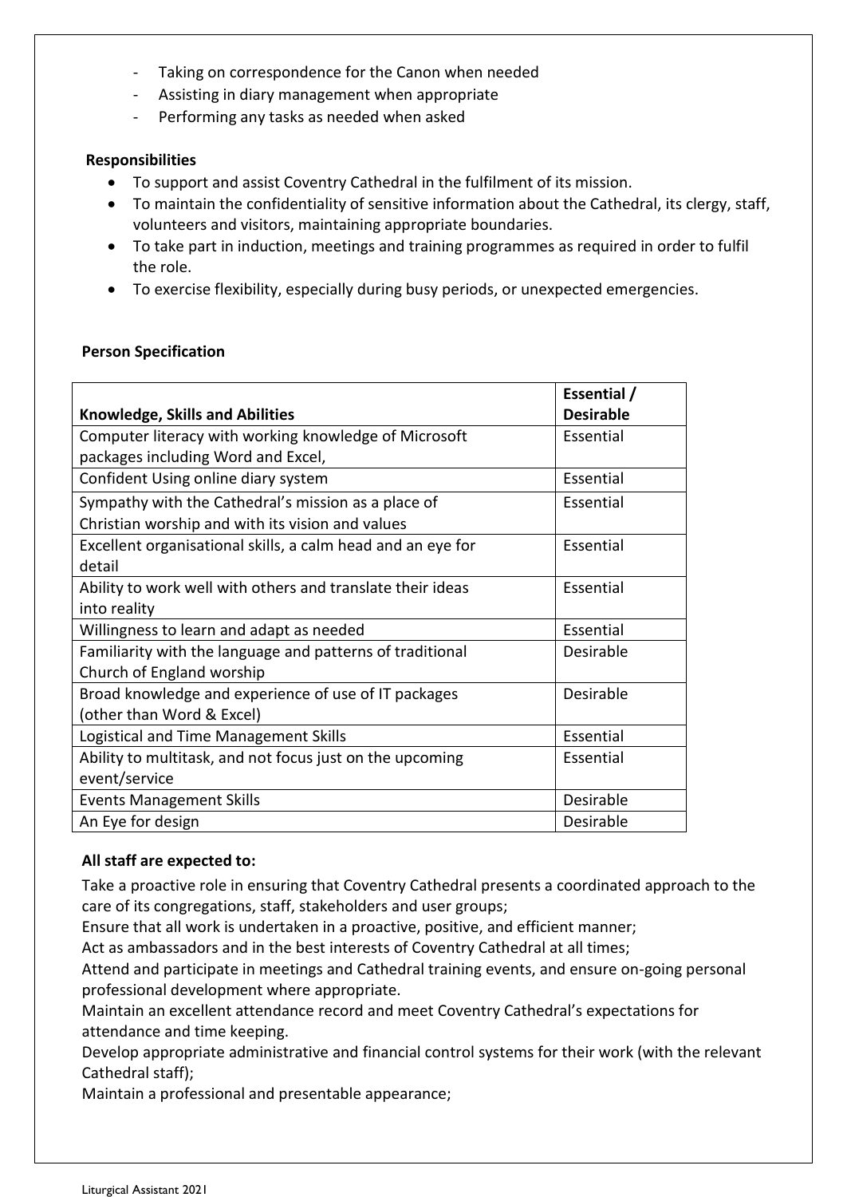- Taking on correspondence for the Canon when needed
- Assisting in diary management when appropriate
- Performing any tasks as needed when asked

**Responsibilities**

- To support and assist Coventry Cathedral in the fulfilment of its mission.
- To maintain the confidentiality of sensitive information about the Cathedral, its clergy, staff, volunteers and visitors, maintaining appropriate boundaries.
- To take part in induction, meetings and training programmes as required in order to fulfil the role.
- To exercise flexibility, especially during busy periods, or unexpected emergencies.

**Person Specification**

| **Knowledge, Skills and Abilities** | **Essential / Desirable** |
|---|---|
| Computer literacy with working knowledge of Microsoft packages including Word and Excel, | Essential |
| Confident Using online diary system | Essential |
| Sympathy with the Cathedral's mission as a place of Christian worship and with its vision and values | Essential |
| Excellent organisational skills, a calm head and an eye for detail | Essential |
| Ability to work well with others and translate their ideas into reality | Essential |
| Willingness to learn and adapt as needed | Essential |
| Familiarity with the language and patterns of traditional Church of England worship | Desirable |
| Broad knowledge and experience of use of IT packages (other than Word & Excel) | Desirable |
| Logistical and Time Management Skills | Essential |
| Ability to multitask, and not focus just on the upcoming event/service | Essential |
| Events Management Skills | Desirable |
| An Eye for design | Desirable |

**All staff are expected to:**

Take a proactive role in ensuring that Coventry Cathedral presents a coordinated approach to the care of its congregations, staff, stakeholders and user groups;
Ensure that all work is undertaken in a proactive, positive, and efficient manner;
Act as ambassadors and in the best interests of Coventry Cathedral at all times;
Attend and participate in meetings and Cathedral training events, and ensure on-going personal professional development where appropriate.
Maintain an excellent attendance record and meet Coventry Cathedral's expectations for attendance and time keeping.
Develop appropriate administrative and financial control systems for their work (with the relevant Cathedral staff);
Maintain a professional and presentable appearance;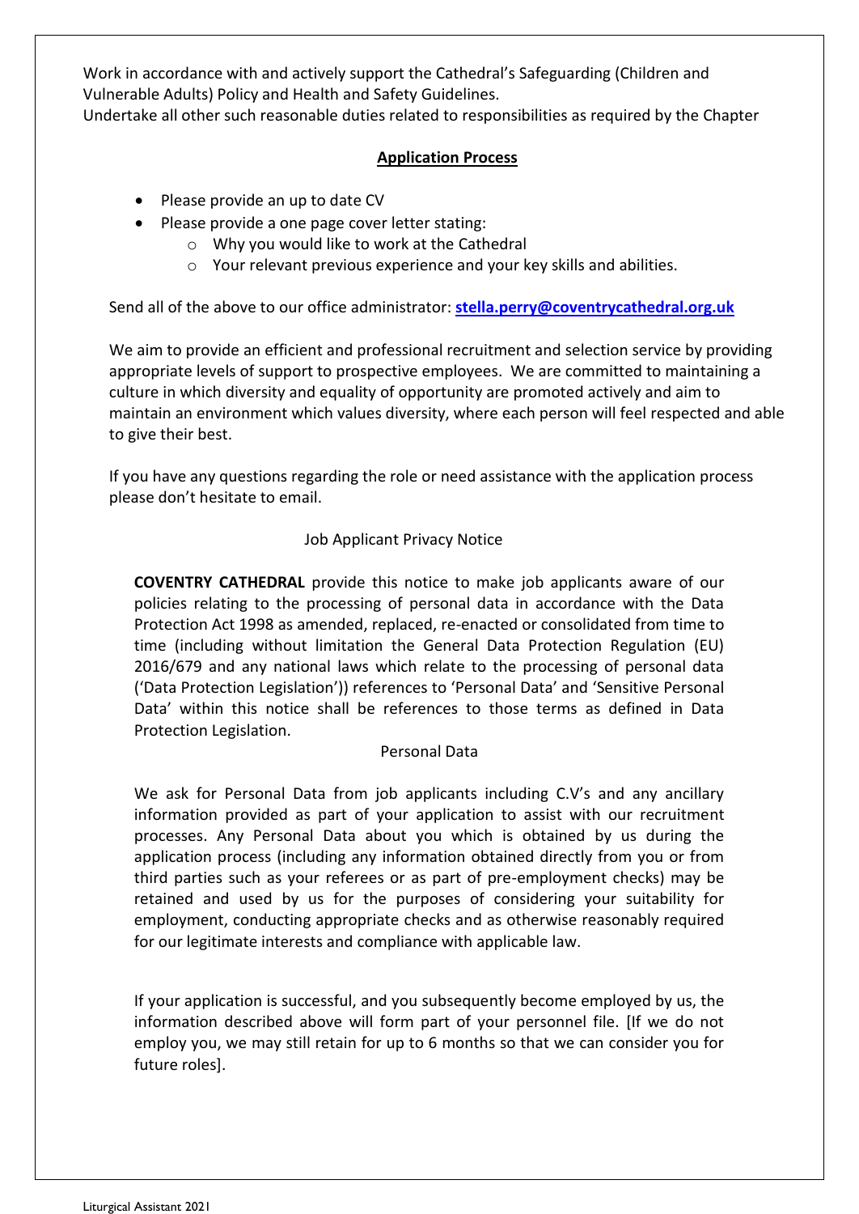Work in accordance with and actively support the Cathedral's Safeguarding (Children and Vulnerable Adults) Policy and Health and Safety Guidelines.
Undertake all other such reasonable duties related to responsibilities as required by the Chapter

## Application Process

- Please provide an up to date CV
- Please provide a one page cover letter stating:
    - Why you would like to work at the Cathedral
    - Your relevant previous experience and your key skills and abilities.

Send all of the above to our office administrator: **stella.perry@coventrycathedral.org.uk**

We aim to provide an efficient and professional recruitment and selection service by providing appropriate levels of support to prospective employees. We are committed to maintaining a culture in which diversity and equality of opportunity are promoted actively and aim to maintain an environment which values diversity, where each person will feel respected and able to give their best.

If you have any questions regarding the role or need assistance with the application process please don't hesitate to email.

### Job Applicant Privacy Notice

**COVENTRY CATHEDRAL** provide this notice to make job applicants aware of our policies relating to the processing of personal data in accordance with the Data Protection Act 1998 as amended, replaced, re-enacted or consolidated from time to time (including without limitation the General Data Protection Regulation (EU) 2016/679 and any national laws which relate to the processing of personal data ('Data Protection Legislation')) references to 'Personal Data' and 'Sensitive Personal Data' within this notice shall be references to those terms as defined in Data Protection Legislation.

### Personal Data

We ask for Personal Data from job applicants including C.V's and any ancillary information provided as part of your application to assist with our recruitment processes. Any Personal Data about you which is obtained by us during the application process (including any information obtained directly from you or from third parties such as your referees or as part of pre-employment checks) may be retained and used by us for the purposes of considering your suitability for employment, conducting appropriate checks and as otherwise reasonably required for our legitimate interests and compliance with applicable law.

If your application is successful, and you subsequently become employed by us, the information described above will form part of your personnel file. [If we do not employ you, we may still retain for up to 6 months so that we can consider you for future roles].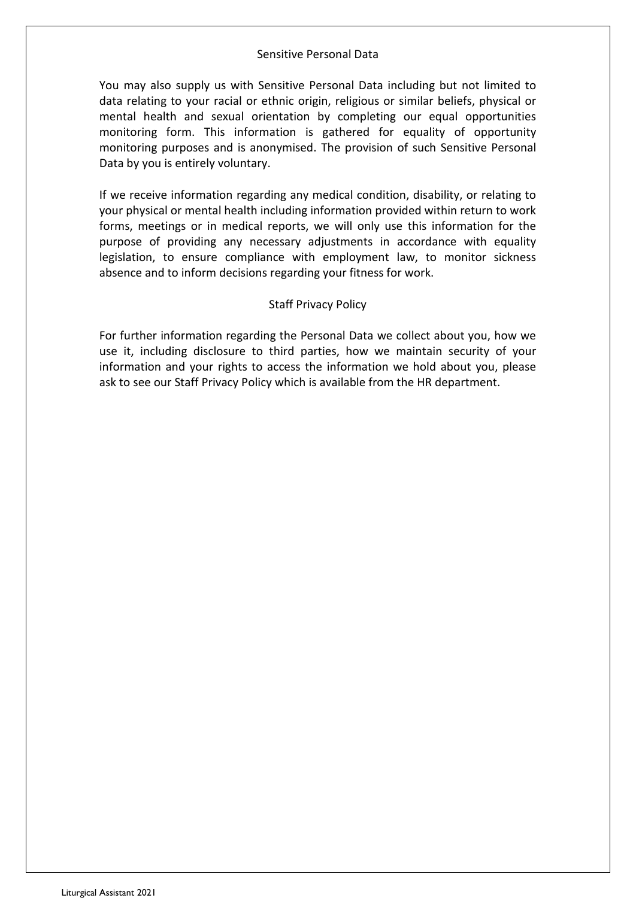## Sensitive Personal Data

You may also supply us with Sensitive Personal Data including but not limited to data relating to your racial or ethnic origin, religious or similar beliefs, physical or mental health and sexual orientation by completing our equal opportunities monitoring form. This information is gathered for equality of opportunity monitoring purposes and is anonymised. The provision of such Sensitive Personal Data by you is entirely voluntary.

If we receive information regarding any medical condition, disability, or relating to your physical or mental health including information provided within return to work forms, meetings or in medical reports, we will only use this information for the purpose of providing any necessary adjustments in accordance with equality legislation, to ensure compliance with employment law, to monitor sickness absence and to inform decisions regarding your fitness for work.

## Staff Privacy Policy

For further information regarding the Personal Data we collect about you, how we use it, including disclosure to third parties, how we maintain security of your information and your rights to access the information we hold about you, please ask to see our Staff Privacy Policy which is available from the HR department.